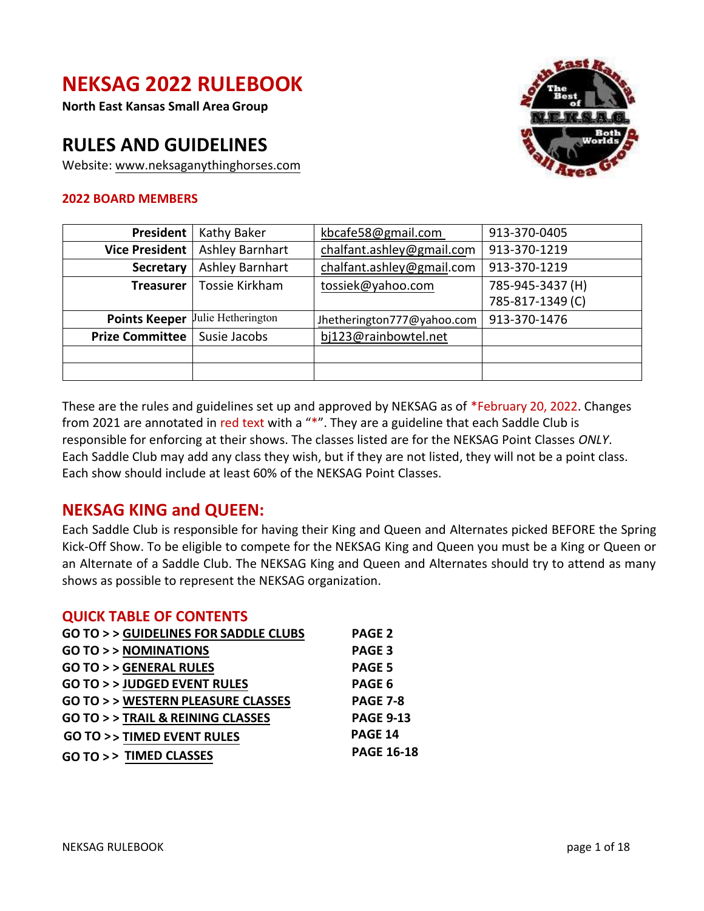# NEKSAG 2022 RULEBOOK

**North East Kansas Small Area Group**

## RULES AND GUIDELINES

Website: www.neksaganythinghorses.com

### 2022 BOARD MEMBERS

| | | | |
|---|---|---|---|
| **President** | Kathy Baker | kbcafe58@gmail.com | 913-370-0405 |
| **Vice President** | Ashley Barnhart | chalfant.ashley@gmail.com | 913-370-1219 |
| **Secretary** | Ashley Barnhart | chalfant.ashley@gmail.com | 913-370-1219 |
| **Treasurer** | Tossie Kirkham | tossiek@yahoo.com | 785-945-3437 (H) 785-817-1349 (C) |
| **Points Keeper** | Julie Hetherington | Jhetherington777@yahoo.com | 913-370-1476 |
| **Prize Committee** | Susie Jacobs | bj123@rainbowtel.net | |
| | | | |
| | | | |

These are the rules and guidelines set up and approved by NEKSAG as of *February 20, 2022. Changes from 2021 are annotated in red text with a "*". They are a guideline that each Saddle Club is responsible for enforcing at their shows. The classes listed are for the NEKSAG Point Classes *ONLY*. Each Saddle Club may add any class they wish, but if they are not listed, they will not be a point class. Each show should include at least 60% of the NEKSAG Point Classes.

## NEKSAG KING and QUEEN:

Each Saddle Club is responsible for having their King and Queen and Alternates picked BEFORE the Spring Kick-Off Show. To be eligible to compete for the NEKSAG King and Queen you must be a King or Queen or an Alternate of a Saddle Club. The NEKSAG King and Queen and Alternates should try to attend as many shows as possible to represent the NEKSAG organization.

## QUICK TABLE OF CONTENTS

| | |
|---|---|
| **GO TO > > GUIDELINES FOR SADDLE CLUBS** | **PAGE 2** |
| **GO TO > > NOMINATIONS** | **PAGE 3** |
| **GO TO > > GENERAL RULES** | **PAGE 5** |
| **GO TO > > JUDGED EVENT RULES** | **PAGE 6** |
| **GO TO > > WESTERN PLEASURE CLASSES** | **PAGE 7-8** |
| **GO TO > > TRAIL & REINING CLASSES** | **PAGE 9-13** |
| **GO TO >> TIMED EVENT RULES** | **PAGE 14** |
| **GO TO > > TIMED CLASSES** | **PAGE 16-18** |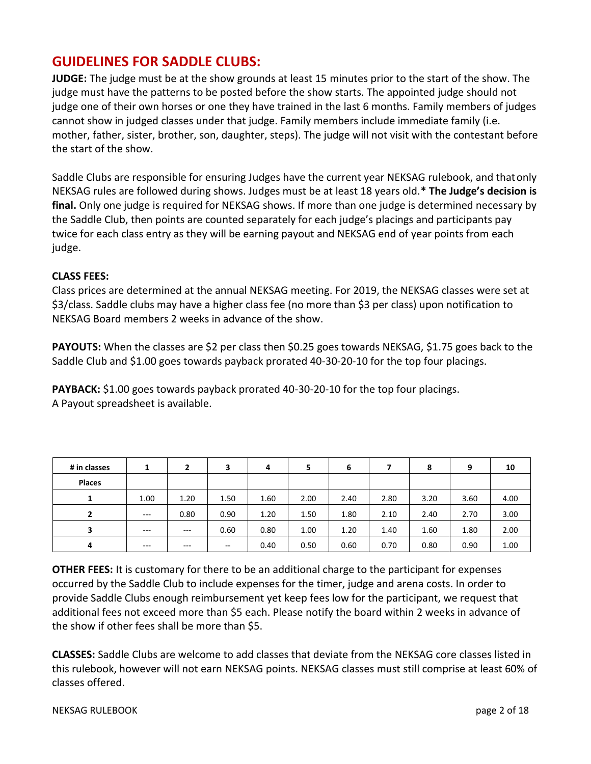## GUIDELINES FOR SADDLE CLUBS:

**JUDGE:** The judge must be at the show grounds at least 15 minutes prior to the start of the show. The judge must have the patterns to be posted before the show starts. The appointed judge should not judge one of their own horses or one they have trained in the last 6 months. Family members of judges cannot show in judged classes under that judge. Family members include immediate family (i.e. mother, father, sister, brother, son, daughter, steps). The judge will not visit with the contestant before the start of the show.

Saddle Clubs are responsible for ensuring Judges have the current year NEKSAG rulebook, and that only NEKSAG rules are followed during shows. Judges must be at least 18 years old.* **The Judge's decision is final.** Only one judge is required for NEKSAG shows. If more than one judge is determined necessary by the Saddle Club, then points are counted separately for each judge's placings and participants pay twice for each class entry as they will be earning payout and NEKSAG end of year points from each judge.

**CLASS FEES:**
Class prices are determined at the annual NEKSAG meeting. For 2019, the NEKSAG classes were set at $3/class. Saddle clubs may have a higher class fee (no more than $3 per class) upon notification to NEKSAG Board members 2 weeks in advance of the show.

**PAYOUTS:** When the classes are $2 per class then $0.25 goes towards NEKSAG, $1.75 goes back to the Saddle Club and $1.00 goes towards payback prorated 40-30-20-10 for the top four placings.

**PAYBACK:** $1.00 goes towards payback prorated 40-30-20-10 for the top four placings.
A Payout spreadsheet is available.

| # in classes | 1 | 2 | 3 | 4 | 5 | 6 | 7 | 8 | 9 | 10 |
|---|---|---|---|---|---|---|---|---|---|---|
| Places | | | | | | | | | | |
| 1 | 1.00 | 1.20 | 1.50 | 1.60 | 2.00 | 2.40 | 2.80 | 3.20 | 3.60 | 4.00 |
| 2 | --- | 0.80 | 0.90 | 1.20 | 1.50 | 1.80 | 2.10 | 2.40 | 2.70 | 3.00 |
| 3 | --- | --- | 0.60 | 0.80 | 1.00 | 1.20 | 1.40 | 1.60 | 1.80 | 2.00 |
| 4 | --- | --- | -- | 0.40 | 0.50 | 0.60 | 0.70 | 0.80 | 0.90 | 1.00 |

**OTHER FEES:** It is customary for there to be an additional charge to the participant for expenses occurred by the Saddle Club to include expenses for the timer, judge and arena costs. In order to provide Saddle Clubs enough reimbursement yet keep fees low for the participant, we request that additional fees not exceed more than $5 each. Please notify the board within 2 weeks in advance of the show if other fees shall be more than $5.

**CLASSES:** Saddle Clubs are welcome to add classes that deviate from the NEKSAG core classes listed in this rulebook, however will not earn NEKSAG points. NEKSAG classes must still comprise at least 60% of classes offered.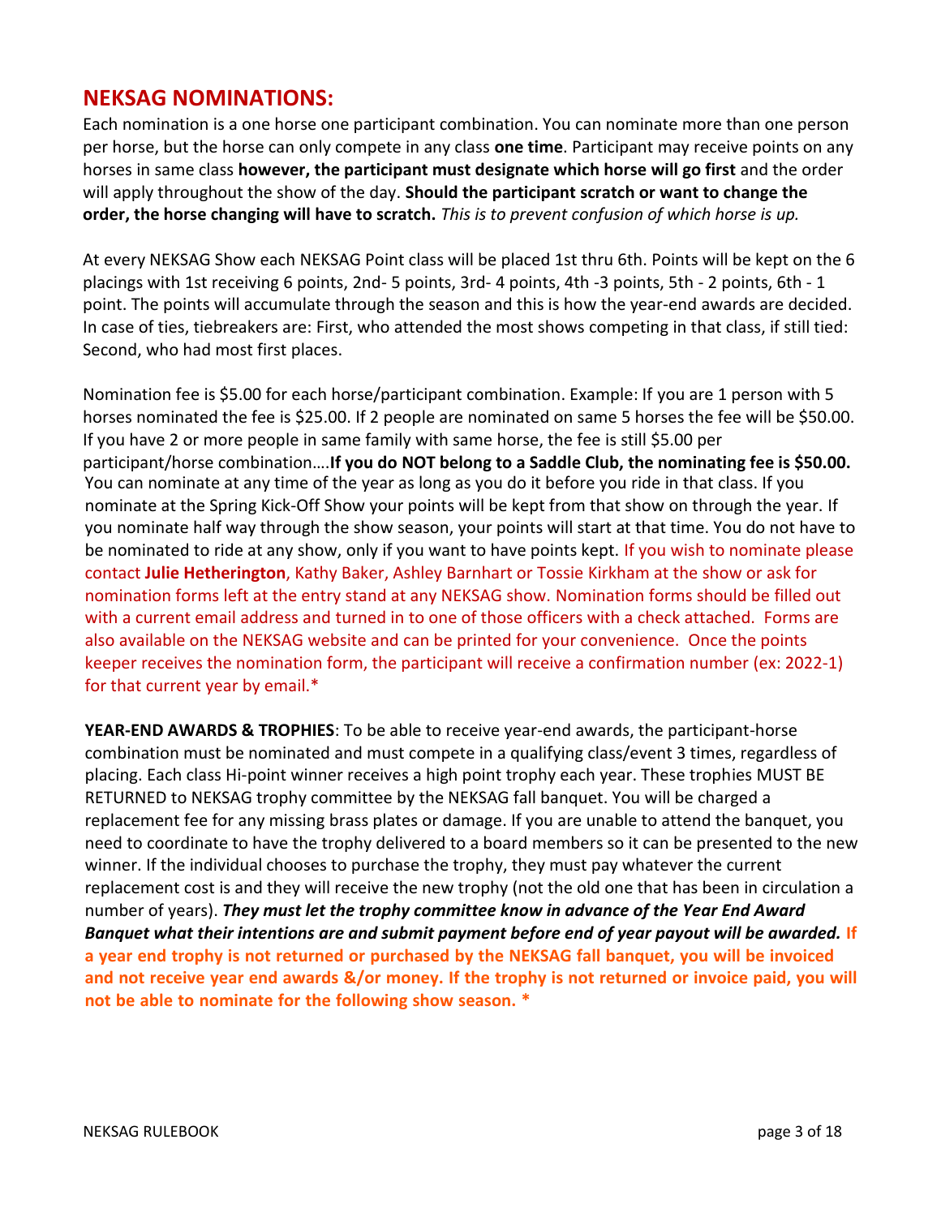## NEKSAG NOMINATIONS:

Each nomination is a one horse one participant combination. You can nominate more than one person per horse, but the horse can only compete in any class **one time**. Participant may receive points on any horses in same class **however, the participant must designate which horse will go first** and the order will apply throughout the show of the day. **Should the participant scratch or want to change the order, the horse changing will have to scratch.** *This is to prevent confusion of which horse is up.*

At every NEKSAG Show each NEKSAG Point class will be placed 1st thru 6th. Points will be kept on the 6 placings with 1st receiving 6 points, 2nd- 5 points, 3rd- 4 points, 4th -3 points, 5th - 2 points, 6th - 1 point. The points will accumulate through the season and this is how the year-end awards are decided. In case of ties, tiebreakers are: First, who attended the most shows competing in that class, if still tied: Second, who had most first places.

Nomination fee is $5.00 for each horse/participant combination. Example: If you are 1 person with 5 horses nominated the fee is $25.00. If 2 people are nominated on same 5 horses the fee will be $50.00. If you have 2 or more people in same family with same horse, the fee is still $5.00 per participant/horse combination….**If you do NOT belong to a Saddle Club, the nominating fee is $50.00.** You can nominate at any time of the year as long as you do it before you ride in that class. If you nominate at the Spring Kick-Off Show your points will be kept from that show on through the year. If you nominate half way through the show season, your points will start at that time. You do not have to be nominated to ride at any show, only if you want to have points kept. If you wish to nominate please contact **Julie Hetherington**, Kathy Baker, Ashley Barnhart or Tossie Kirkham at the show or ask for nomination forms left at the entry stand at any NEKSAG show. Nomination forms should be filled out with a current email address and turned in to one of those officers with a check attached. Forms are also available on the NEKSAG website and can be printed for your convenience. Once the points keeper receives the nomination form, the participant will receive a confirmation number (ex: 2022-1) for that current year by email.*

**YEAR-END AWARDS & TROPHIES**: To be able to receive year-end awards, the participant-horse combination must be nominated and must compete in a qualifying class/event 3 times, regardless of placing. Each class Hi-point winner receives a high point trophy each year. These trophies MUST BE RETURNED to NEKSAG trophy committee by the NEKSAG fall banquet. You will be charged a replacement fee for any missing brass plates or damage. If you are unable to attend the banquet, you need to coordinate to have the trophy delivered to a board members so it can be presented to the new winner. If the individual chooses to purchase the trophy, they must pay whatever the current replacement cost is and they will receive the new trophy (not the old one that has been in circulation a number of years). ***They must let the trophy committee know in advance of the Year End Award Banquet what their intentions are and submit payment before end of year payout will be awarded.*** **If a year end trophy is not returned or purchased by the NEKSAG fall banquet, you will be invoiced and not receive year end awards &/or money. If the trophy is not returned or invoice paid, you will not be able to nominate for the following show season. ***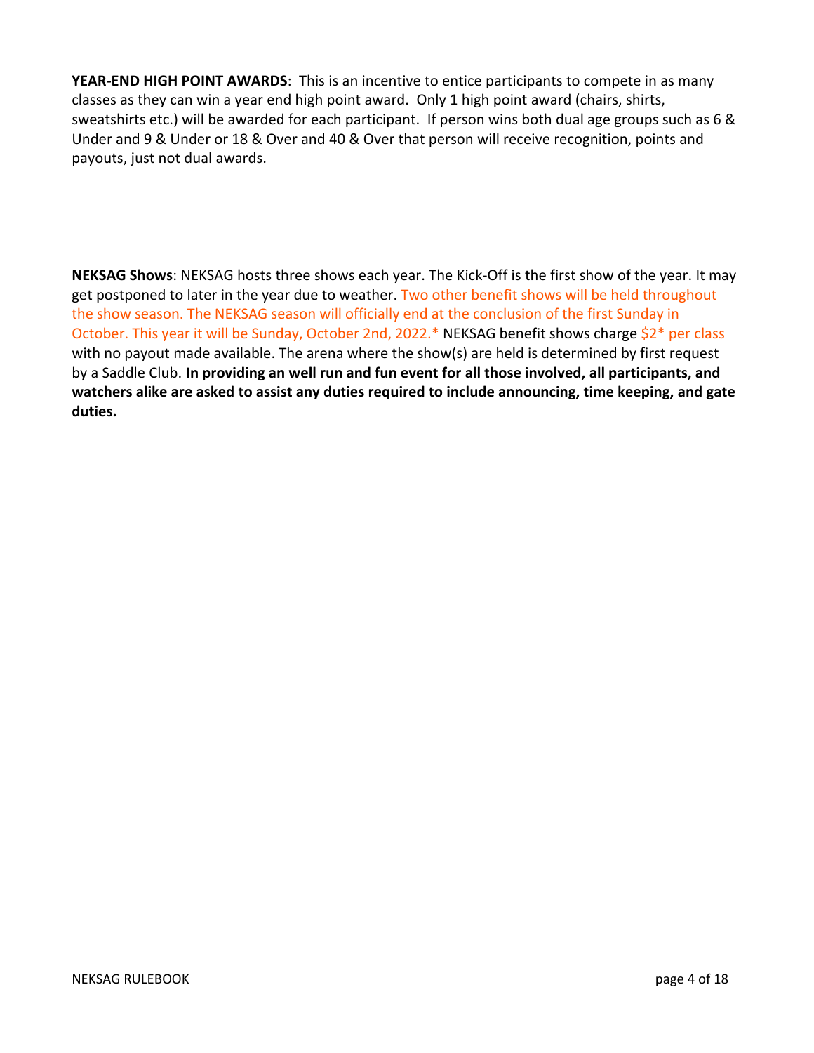**YEAR-END HIGH POINT AWARDS**: This is an incentive to entice participants to compete in as many classes as they can win a year end high point award. Only 1 high point award (chairs, shirts, sweatshirts etc.) will be awarded for each participant. If person wins both dual age groups such as 6 & Under and 9 & Under or 18 & Over and 40 & Over that person will receive recognition, points and payouts, just not dual awards.

**NEKSAG Shows**: NEKSAG hosts three shows each year. The Kick-Off is the first show of the year. It may get postponed to later in the year due to weather. Two other benefit shows will be held throughout the show season. The NEKSAG season will officially end at the conclusion of the first Sunday in October. This year it will be Sunday, October 2nd, 2022.* NEKSAG benefit shows charge $2* per class with no payout made available. The arena where the show(s) are held is determined by first request by a Saddle Club. **In providing an well run and fun event for all those involved, all participants, and watchers alike are asked to assist any duties required to include announcing, time keeping, and gate duties.**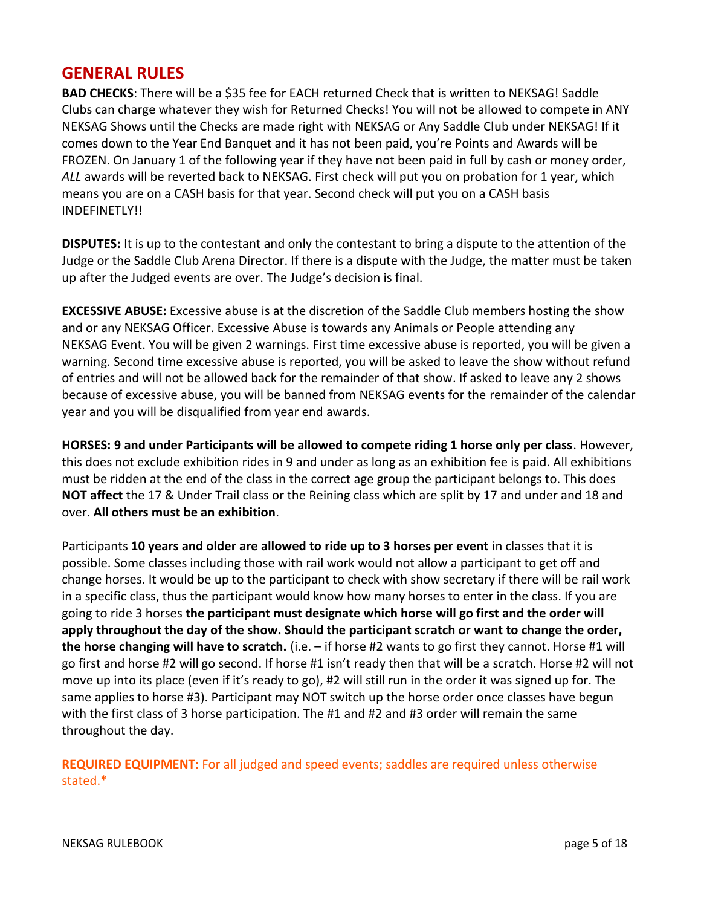## GENERAL RULES

**BAD CHECKS**: There will be a $35 fee for EACH returned Check that is written to NEKSAG! Saddle Clubs can charge whatever they wish for Returned Checks! You will not be allowed to compete in ANY NEKSAG Shows until the Checks are made right with NEKSAG or Any Saddle Club under NEKSAG! If it comes down to the Year End Banquet and it has not been paid, you're Points and Awards will be FROZEN. On January 1 of the following year if they have not been paid in full by cash or money order, *ALL* awards will be reverted back to NEKSAG. First check will put you on probation for 1 year, which means you are on a CASH basis for that year. Second check will put you on a CASH basis INDEFINETLY!!

**DISPUTES:** It is up to the contestant and only the contestant to bring a dispute to the attention of the Judge or the Saddle Club Arena Director. If there is a dispute with the Judge, the matter must be taken up after the Judged events are over. The Judge's decision is final.

**EXCESSIVE ABUSE:** Excessive abuse is at the discretion of the Saddle Club members hosting the show and or any NEKSAG Officer. Excessive Abuse is towards any Animals or People attending any NEKSAG Event. You will be given 2 warnings. First time excessive abuse is reported, you will be given a warning. Second time excessive abuse is reported, you will be asked to leave the show without refund of entries and will not be allowed back for the remainder of that show. If asked to leave any 2 shows because of excessive abuse, you will be banned from NEKSAG events for the remainder of the calendar year and you will be disqualified from year end awards.

**HORSES: 9 and under Participants will be allowed to compete riding 1 horse only per class**. However, this does not exclude exhibition rides in 9 and under as long as an exhibition fee is paid. All exhibitions must be ridden at the end of the class in the correct age group the participant belongs to. This does **NOT affect** the 17 & Under Trail class or the Reining class which are split by 17 and under and 18 and over. **All others must be an exhibition**.

Participants **10 years and older are allowed to ride up to 3 horses per event** in classes that it is possible. Some classes including those with rail work would not allow a participant to get off and change horses. It would be up to the participant to check with show secretary if there will be rail work in a specific class, thus the participant would know how many horses to enter in the class. If you are going to ride 3 horses **the participant must designate which horse will go first and the order will apply throughout the day of the show. Should the participant scratch or want to change the order, the horse changing will have to scratch.** (i.e. – if horse #2 wants to go first they cannot. Horse #1 will go first and horse #2 will go second. If horse #1 isn't ready then that will be a scratch. Horse #2 will not move up into its place (even if it's ready to go), #2 will still run in the order it was signed up for. The same applies to horse #3). Participant may NOT switch up the horse order once classes have begun with the first class of 3 horse participation. The #1 and #2 and #3 order will remain the same throughout the day.

**REQUIRED EQUIPMENT**: For all judged and speed events; saddles are required unless otherwise stated.*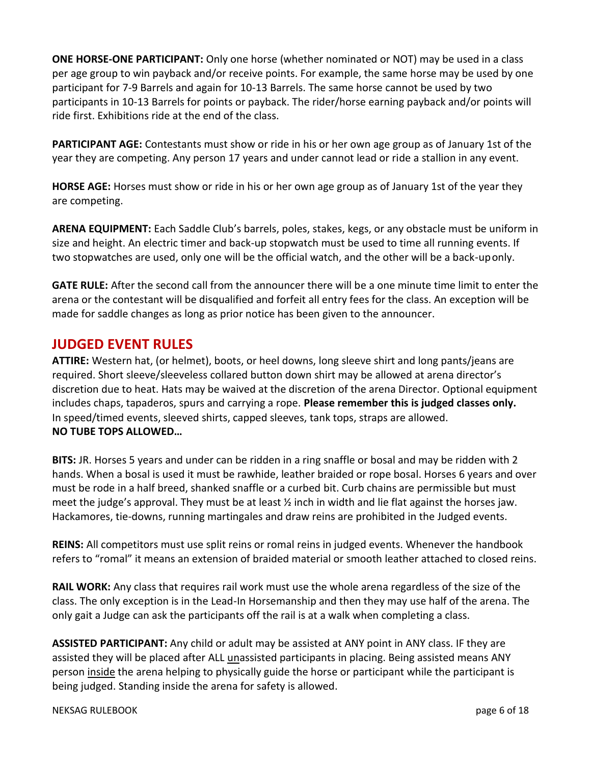**ONE HORSE-ONE PARTICIPANT:** Only one horse (whether nominated or NOT) may be used in a class per age group to win payback and/or receive points. For example, the same horse may be used by one participant for 7-9 Barrels and again for 10-13 Barrels. The same horse cannot be used by two participants in 10-13 Barrels for points or payback. The rider/horse earning payback and/or points will ride first. Exhibitions ride at the end of the class.

**PARTICIPANT AGE:** Contestants must show or ride in his or her own age group as of January 1st of the year they are competing. Any person 17 years and under cannot lead or ride a stallion in any event.

**HORSE AGE:** Horses must show or ride in his or her own age group as of January 1st of the year they are competing.

**ARENA EQUIPMENT:** Each Saddle Club's barrels, poles, stakes, kegs, or any obstacle must be uniform in size and height. An electric timer and back-up stopwatch must be used to time all running events. If two stopwatches are used, only one will be the official watch, and the other will be a back-up only.

**GATE RULE:** After the second call from the announcer there will be a one minute time limit to enter the arena or the contestant will be disqualified and forfeit all entry fees for the class. An exception will be made for saddle changes as long as prior notice has been given to the announcer.

## JUDGED EVENT RULES

**ATTIRE:** Western hat, (or helmet), boots, or heel downs, long sleeve shirt and long pants/jeans are required. Short sleeve/sleeveless collared button down shirt may be allowed at arena director's discretion due to heat. Hats may be waived at the discretion of the arena Director. Optional equipment includes chaps, tapaderos, spurs and carrying a rope. **Please remember this is judged classes only.** In speed/timed events, sleeved shirts, capped sleeves, tank tops, straps are allowed.
**NO TUBE TOPS ALLOWED…**

**BITS:** JR. Horses 5 years and under can be ridden in a ring snaffle or bosal and may be ridden with 2 hands. When a bosal is used it must be rawhide, leather braided or rope bosal. Horses 6 years and over must be rode in a half breed, shanked snaffle or a curbed bit. Curb chains are permissible but must meet the judge's approval. They must be at least ½ inch in width and lie flat against the horses jaw. Hackamores, tie-downs, running martingales and draw reins are prohibited in the Judged events.

**REINS:** All competitors must use split reins or romal reins in judged events. Whenever the handbook refers to "romal" it means an extension of braided material or smooth leather attached to closed reins.

**RAIL WORK:** Any class that requires rail work must use the whole arena regardless of the size of the class. The only exception is in the Lead-In Horsemanship and then they may use half of the arena. The only gait a Judge can ask the participants off the rail is at a walk when completing a class.

**ASSISTED PARTICIPANT:** Any child or adult may be assisted at ANY point in ANY class. IF they are assisted they will be placed after ALL unassisted participants in placing. Being assisted means ANY person inside the arena helping to physically guide the horse or participant while the participant is being judged. Standing inside the arena for safety is allowed.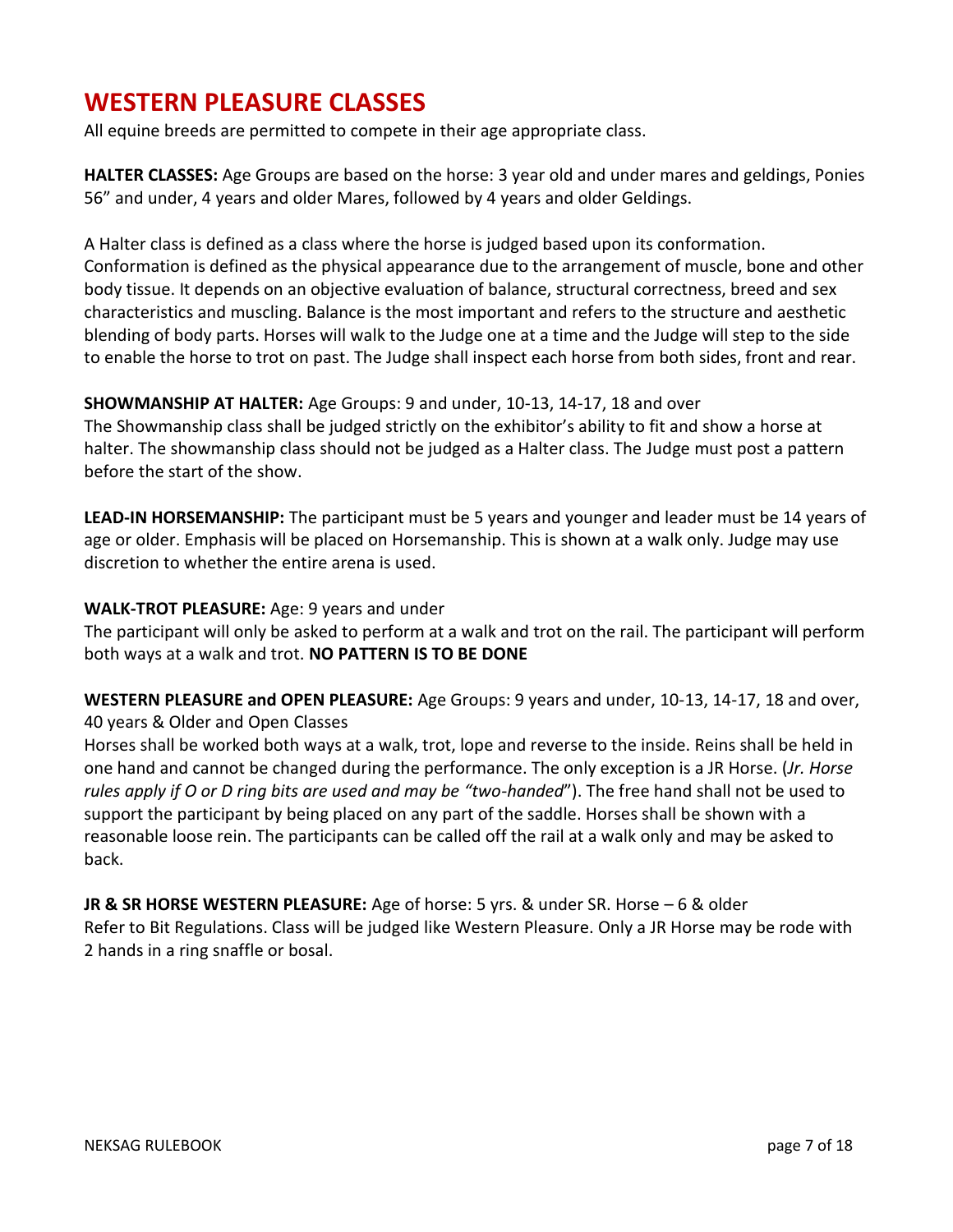# WESTERN PLEASURE CLASSES

All equine breeds are permitted to compete in their age appropriate class.

**HALTER CLASSES:** Age Groups are based on the horse: 3 year old and under mares and geldings, Ponies 56" and under, 4 years and older Mares, followed by 4 years and older Geldings.

A Halter class is defined as a class where the horse is judged based upon its conformation. Conformation is defined as the physical appearance due to the arrangement of muscle, bone and other body tissue. It depends on an objective evaluation of balance, structural correctness, breed and sex characteristics and muscling. Balance is the most important and refers to the structure and aesthetic blending of body parts. Horses will walk to the Judge one at a time and the Judge will step to the side to enable the horse to trot on past. The Judge shall inspect each horse from both sides, front and rear.

**SHOWMANSHIP AT HALTER:** Age Groups: 9 and under, 10-13, 14-17, 18 and over
The Showmanship class shall be judged strictly on the exhibitor's ability to fit and show a horse at halter. The showmanship class should not be judged as a Halter class. The Judge must post a pattern before the start of the show.

**LEAD-IN HORSEMANSHIP:** The participant must be 5 years and younger and leader must be 14 years of age or older. Emphasis will be placed on Horsemanship. This is shown at a walk only. Judge may use discretion to whether the entire arena is used.

**WALK-TROT PLEASURE:** Age: 9 years and under
The participant will only be asked to perform at a walk and trot on the rail. The participant will perform both ways at a walk and trot. **NO PATTERN IS TO BE DONE**

**WESTERN PLEASURE and OPEN PLEASURE:** Age Groups: 9 years and under, 10-13, 14-17, 18 and over, 40 years & Older and Open Classes
Horses shall be worked both ways at a walk, trot, lope and reverse to the inside. Reins shall be held in one hand and cannot be changed during the performance. The only exception is a JR Horse. (*Jr. Horse rules apply if O or D ring bits are used and may be "two-handed*"). The free hand shall not be used to support the participant by being placed on any part of the saddle. Horses shall be shown with a reasonable loose rein. The participants can be called off the rail at a walk only and may be asked to back.

**JR & SR HORSE WESTERN PLEASURE:** Age of horse: 5 yrs. & under SR. Horse – 6 & older
Refer to Bit Regulations. Class will be judged like Western Pleasure. Only a JR Horse may be rode with 2 hands in a ring snaffle or bosal.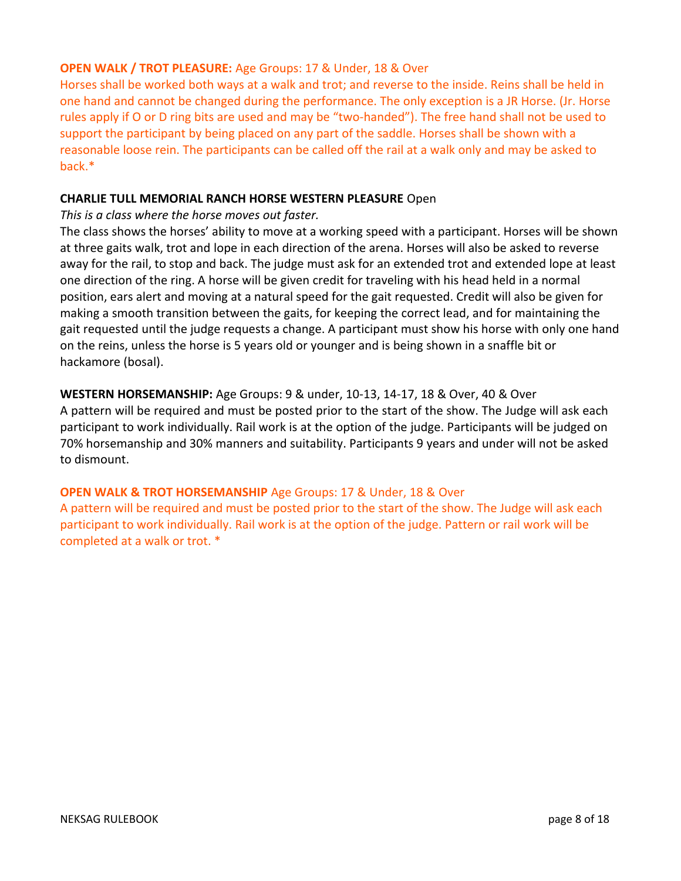**OPEN WALK / TROT PLEASURE:** Age Groups: 17 & Under, 18 & Over

Horses shall be worked both ways at a walk and trot; and reverse to the inside. Reins shall be held in one hand and cannot be changed during the performance. The only exception is a JR Horse. (Jr. Horse rules apply if O or D ring bits are used and may be "two-handed"). The free hand shall not be used to support the participant by being placed on any part of the saddle. Horses shall be shown with a reasonable loose rein. The participants can be called off the rail at a walk only and may be asked to back.*

**CHARLIE TULL MEMORIAL RANCH HORSE WESTERN PLEASURE** Open

*This is a class where the horse moves out faster.*

The class shows the horses' ability to move at a working speed with a participant. Horses will be shown at three gaits walk, trot and lope in each direction of the arena. Horses will also be asked to reverse away for the rail, to stop and back. The judge must ask for an extended trot and extended lope at least one direction of the ring. A horse will be given credit for traveling with his head held in a normal position, ears alert and moving at a natural speed for the gait requested. Credit will also be given for making a smooth transition between the gaits, for keeping the correct lead, and for maintaining the gait requested until the judge requests a change. A participant must show his horse with only one hand on the reins, unless the horse is 5 years old or younger and is being shown in a snaffle bit or hackamore (bosal).

**WESTERN HORSEMANSHIP:** Age Groups: 9 & under, 10-13, 14-17, 18 & Over, 40 & Over

A pattern will be required and must be posted prior to the start of the show. The Judge will ask each participant to work individually. Rail work is at the option of the judge. Participants will be judged on 70% horsemanship and 30% manners and suitability. Participants 9 years and under will not be asked to dismount.

**OPEN WALK & TROT HORSEMANSHIP** Age Groups: 17 & Under, 18 & Over

A pattern will be required and must be posted prior to the start of the show. The Judge will ask each participant to work individually. Rail work is at the option of the judge. Pattern or rail work will be completed at a walk or trot. *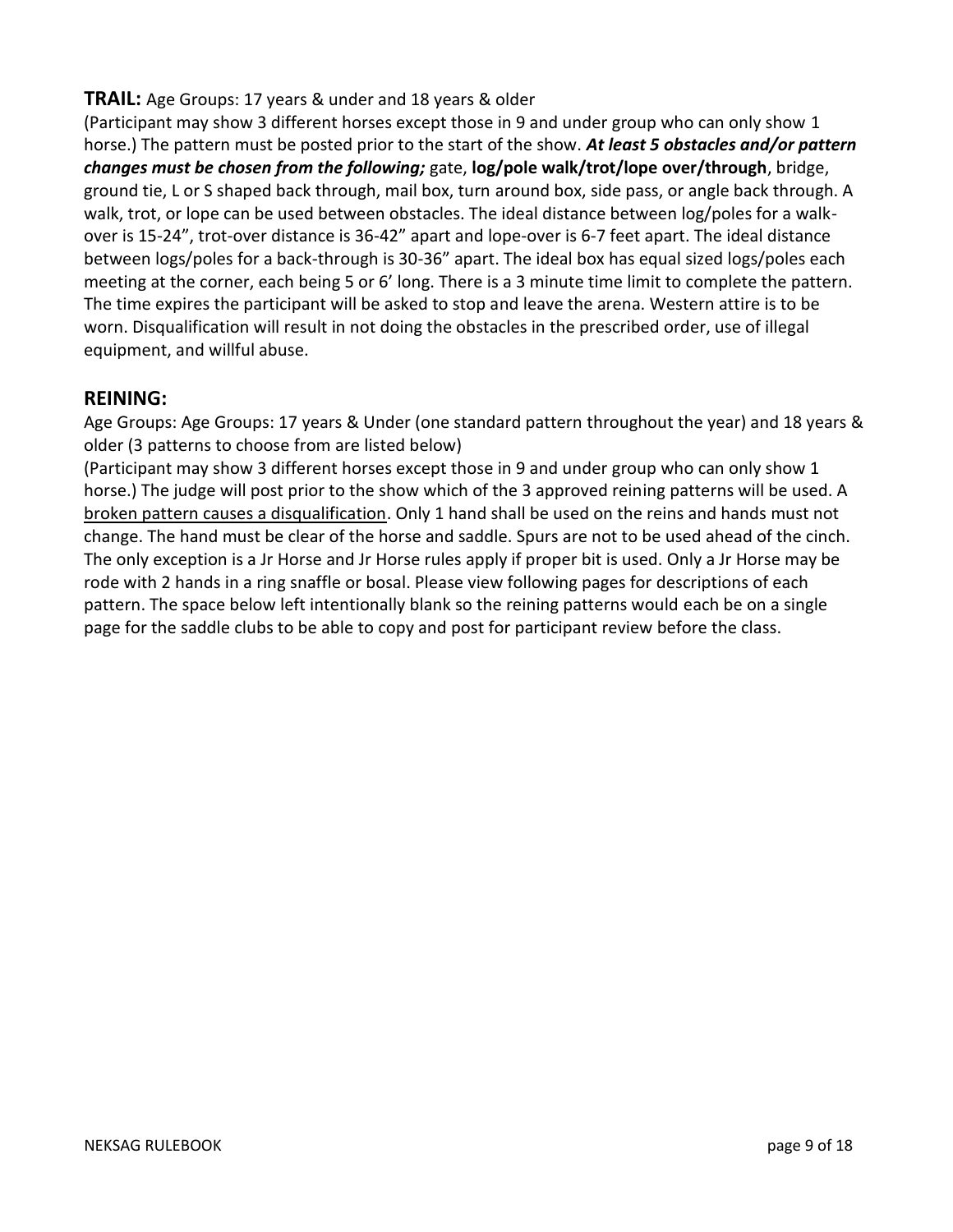## TRAIL: Age Groups: 17 years & under and 18 years & older

(Participant may show 3 different horses except those in 9 and under group who can only show 1 horse.) The pattern must be posted prior to the start of the show. ***At least 5 obstacles and/or pattern changes must be chosen from the following;*** gate, **log/pole walk/trot/lope over/through**, bridge, ground tie, L or S shaped back through, mail box, turn around box, side pass, or angle back through. A walk, trot, or lope can be used between obstacles. The ideal distance between log/poles for a walk-over is 15-24", trot-over distance is 36-42" apart and lope-over is 6-7 feet apart. The ideal distance between logs/poles for a back-through is 30-36" apart. The ideal box has equal sized logs/poles each meeting at the corner, each being 5 or 6' long. There is a 3 minute time limit to complete the pattern. The time expires the participant will be asked to stop and leave the arena. Western attire is to be worn. Disqualification will result in not doing the obstacles in the prescribed order, use of illegal equipment, and willful abuse.

## REINING:

Age Groups: Age Groups: 17 years & Under (one standard pattern throughout the year) and 18 years & older (3 patterns to choose from are listed below)

(Participant may show 3 different horses except those in 9 and under group who can only show 1 horse.) The judge will post prior to the show which of the 3 approved reining patterns will be used. A <u>broken pattern causes a disqualification</u>. Only 1 hand shall be used on the reins and hands must not change. The hand must be clear of the horse and saddle. Spurs are not to be used ahead of the cinch. The only exception is a Jr Horse and Jr Horse rules apply if proper bit is used. Only a Jr Horse may be rode with 2 hands in a ring snaffle or bosal. Please view following pages for descriptions of each pattern. The space below left intentionally blank so the reining patterns would each be on a single page for the saddle clubs to be able to copy and post for participant review before the class.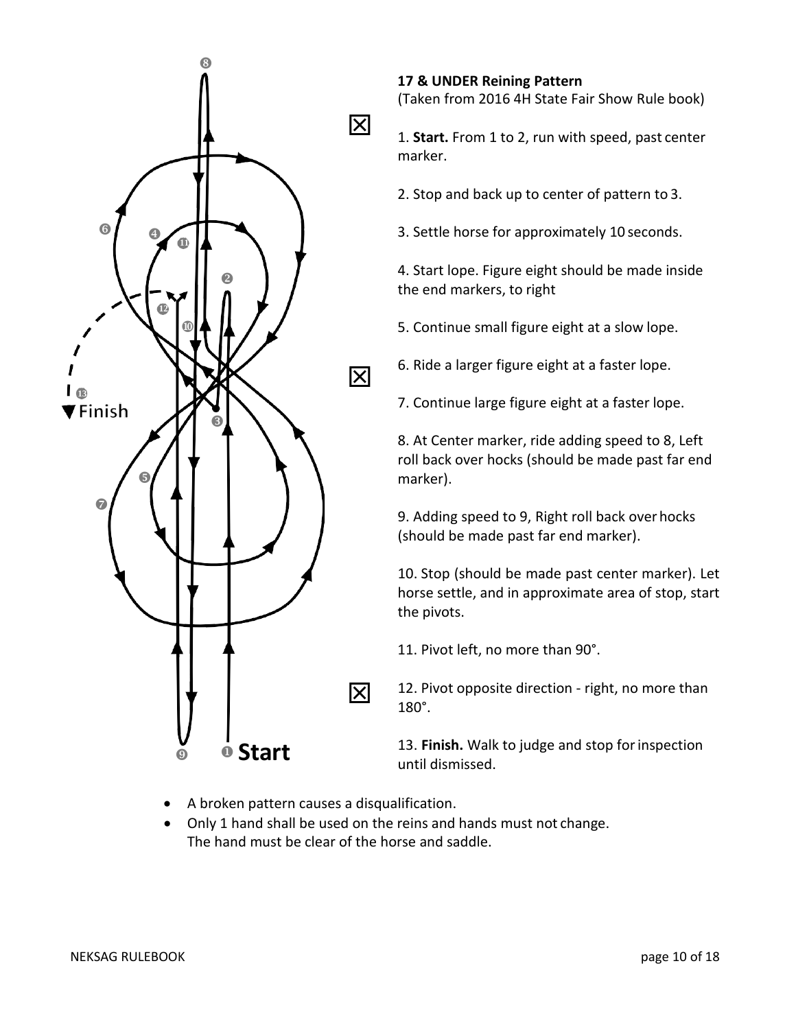**17 & UNDER Reining Pattern**
(Taken from 2016 4H State Fair Show Rule book)

1. **Start.** From 1 to 2, run with speed, past center marker.

2. Stop and back up to center of pattern to 3.

3. Settle horse for approximately 10 seconds.

4. Start lope. Figure eight should be made inside the end markers, to right

5. Continue small figure eight at a slow lope.

6. Ride a larger figure eight at a faster lope.

7. Continue large figure eight at a faster lope.

8. At Center marker, ride adding speed to 8, Left roll back over hocks (should be made past far end marker).

9. Adding speed to 9, Right roll back over hocks (should be made past far end marker).

10. Stop (should be made past center marker). Let horse settle, and in approximate area of stop, start the pivots.

11. Pivot left, no more than 90°.

12. Pivot opposite direction - right, no more than 180°.

13. **Finish.** Walk to judge and stop for inspection until dismissed.

- A broken pattern causes a disqualification.
- Only 1 hand shall be used on the reins and hands must not change. The hand must be clear of the horse and saddle.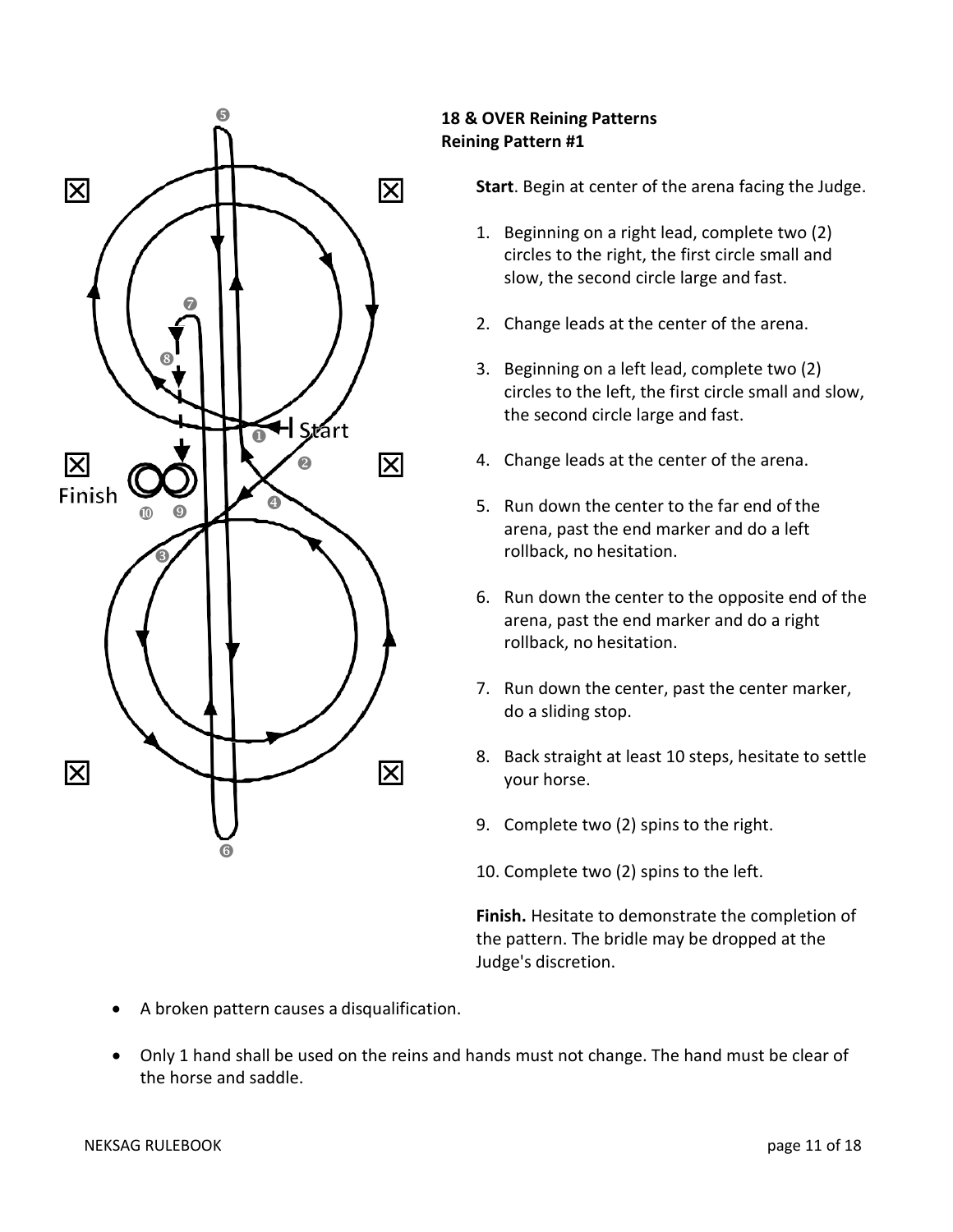**18 & OVER Reining Patterns**
**Reining Pattern #1**

**Start**. Begin at center of the arena facing the Judge.

1. Beginning on a right lead, complete two (2) circles to the right, the first circle small and slow, the second circle large and fast.
2. Change leads at the center of the arena.
3. Beginning on a left lead, complete two (2) circles to the left, the first circle small and slow, the second circle large and fast.
4. Change leads at the center of the arena.
5. Run down the center to the far end of the arena, past the end marker and do a left rollback, no hesitation.
6. Run down the center to the opposite end of the arena, past the end marker and do a right rollback, no hesitation.
7. Run down the center, past the center marker, do a sliding stop.
8. Back straight at least 10 steps, hesitate to settle your horse.
9. Complete two (2) spins to the right.
10. Complete two (2) spins to the left.

**Finish.** Hesitate to demonstrate the completion of the pattern. The bridle may be dropped at the Judge's discretion.

- A broken pattern causes a disqualification.
- Only 1 hand shall be used on the reins and hands must not change. The hand must be clear of the horse and saddle.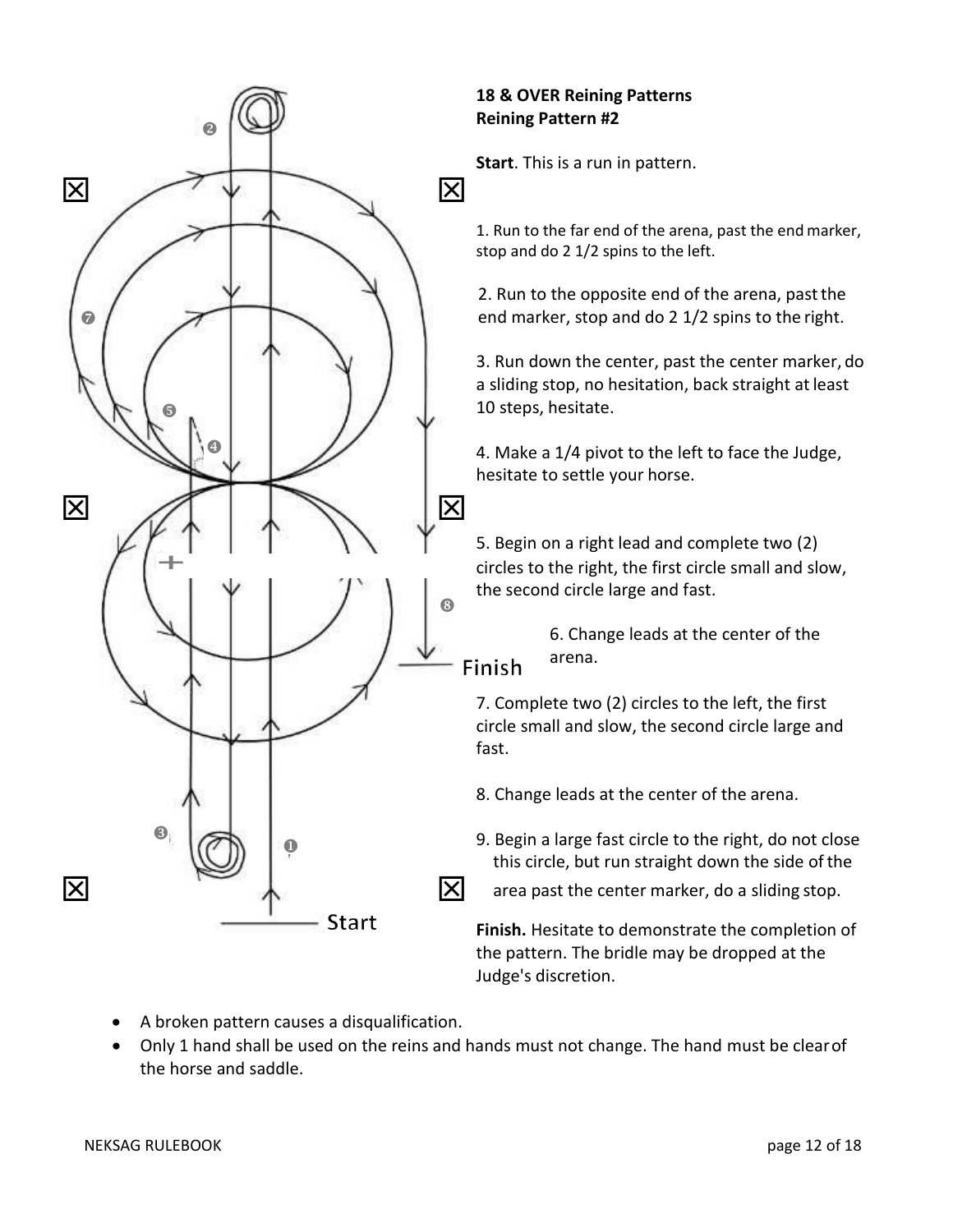**18 & OVER Reining Patterns**
**Reining Pattern #2**

**Start**. This is a run in pattern.

1. Run to the far end of the arena, past the end marker, stop and do 2 1/2 spins to the left.

2. Run to the opposite end of the arena, past the end marker, stop and do 2 1/2 spins to the right.

3. Run down the center, past the center marker, do a sliding stop, no hesitation, back straight at least 10 steps, hesitate.

4. Make a 1/4 pivot to the left to face the Judge, hesitate to settle your horse.

5. Begin on a right lead and complete two (2) circles to the right, the first circle small and slow, the second circle large and fast.

6. Change leads at the center of the arena.

7. Complete two (2) circles to the left, the first circle small and slow, the second circle large and fast.

8. Change leads at the center of the arena.

9. Begin a large fast circle to the right, do not close this circle, but run straight down the side of the area past the center marker, do a sliding stop.

**Finish.** Hesitate to demonstrate the completion of the pattern. The bridle may be dropped at the Judge's discretion.

- A broken pattern causes a disqualification.
- Only 1 hand shall be used on the reins and hands must not change. The hand must be clear of the horse and saddle.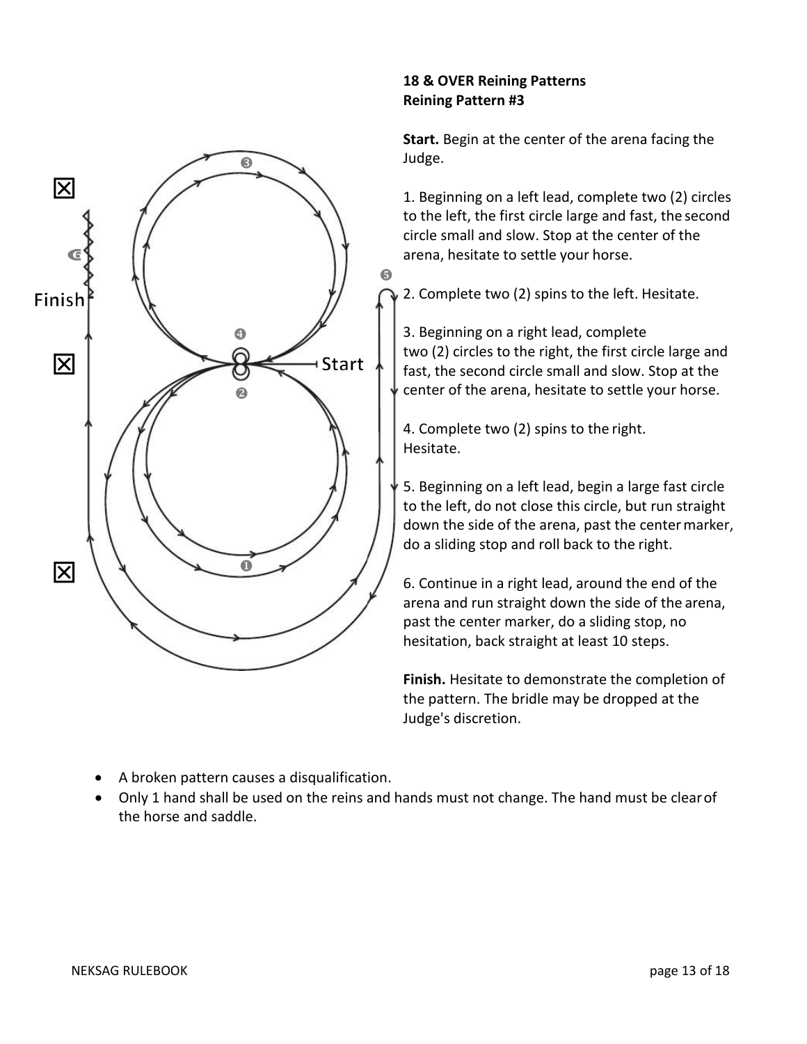**18 & OVER Reining Patterns**
**Reining Pattern #3**

**Start.** Begin at the center of the arena facing the Judge.

1. Beginning on a left lead, complete two (2) circles to the left, the first circle large and fast, the second circle small and slow. Stop at the center of the arena, hesitate to settle your horse.

2. Complete two (2) spins to the left. Hesitate.

3. Beginning on a right lead, complete two (2) circles to the right, the first circle large and fast, the second circle small and slow. Stop at the center of the arena, hesitate to settle your horse.

4. Complete two (2) spins to the right. Hesitate.

5. Beginning on a left lead, begin a large fast circle to the left, do not close this circle, but run straight down the side of the arena, past the center marker, do a sliding stop and roll back to the right.

6. Continue in a right lead, around the end of the arena and run straight down the side of the arena, past the center marker, do a sliding stop, no hesitation, back straight at least 10 steps.

**Finish.** Hesitate to demonstrate the completion of the pattern. The bridle may be dropped at the Judge's discretion.

- A broken pattern causes a disqualification.
- Only 1 hand shall be used on the reins and hands must not change. The hand must be clear of the horse and saddle.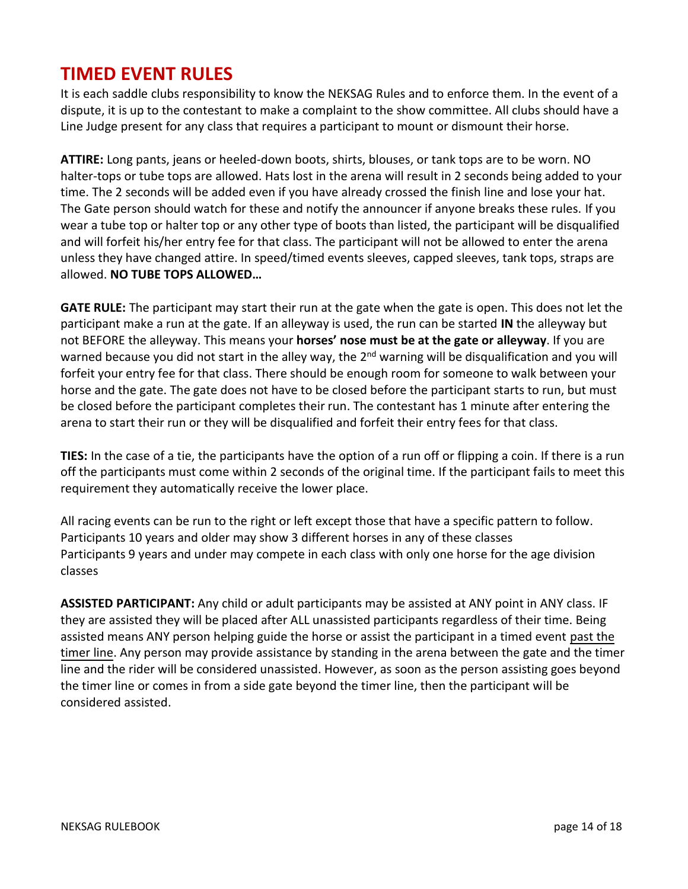# TIMED EVENT RULES

It is each saddle clubs responsibility to know the NEKSAG Rules and to enforce them. In the event of a dispute, it is up to the contestant to make a complaint to the show committee. All clubs should have a Line Judge present for any class that requires a participant to mount or dismount their horse.

**ATTIRE:** Long pants, jeans or heeled-down boots, shirts, blouses, or tank tops are to be worn. NO halter-tops or tube tops are allowed. Hats lost in the arena will result in 2 seconds being added to your time. The 2 seconds will be added even if you have already crossed the finish line and lose your hat. The Gate person should watch for these and notify the announcer if anyone breaks these rules. If you wear a tube top or halter top or any other type of boots than listed, the participant will be disqualified and will forfeit his/her entry fee for that class. The participant will not be allowed to enter the arena unless they have changed attire. In speed/timed events sleeves, capped sleeves, tank tops, straps are allowed. **NO TUBE TOPS ALLOWED…**

**GATE RULE:** The participant may start their run at the gate when the gate is open. This does not let the participant make a run at the gate. If an alleyway is used, the run can be started **IN** the alleyway but not BEFORE the alleyway. This means your **horses' nose must be at the gate or alleyway**. If you are warned because you did not start in the alley way, the 2nd warning will be disqualification and you will forfeit your entry fee for that class. There should be enough room for someone to walk between your horse and the gate. The gate does not have to be closed before the participant starts to run, but must be closed before the participant completes their run. The contestant has 1 minute after entering the arena to start their run or they will be disqualified and forfeit their entry fees for that class.

**TIES:** In the case of a tie, the participants have the option of a run off or flipping a coin. If there is a run off the participants must come within 2 seconds of the original time. If the participant fails to meet this requirement they automatically receive the lower place.

All racing events can be run to the right or left except those that have a specific pattern to follow.
Participants 10 years and older may show 3 different horses in any of these classes
Participants 9 years and under may compete in each class with only one horse for the age division classes

**ASSISTED PARTICIPANT:** Any child or adult participants may be assisted at ANY point in ANY class. IF they are assisted they will be placed after ALL unassisted participants regardless of their time. Being assisted means ANY person helping guide the horse or assist the participant in a timed event past the timer line. Any person may provide assistance by standing in the arena between the gate and the timer line and the rider will be considered unassisted. However, as soon as the person assisting goes beyond the timer line or comes in from a side gate beyond the timer line, then the participant will be considered assisted.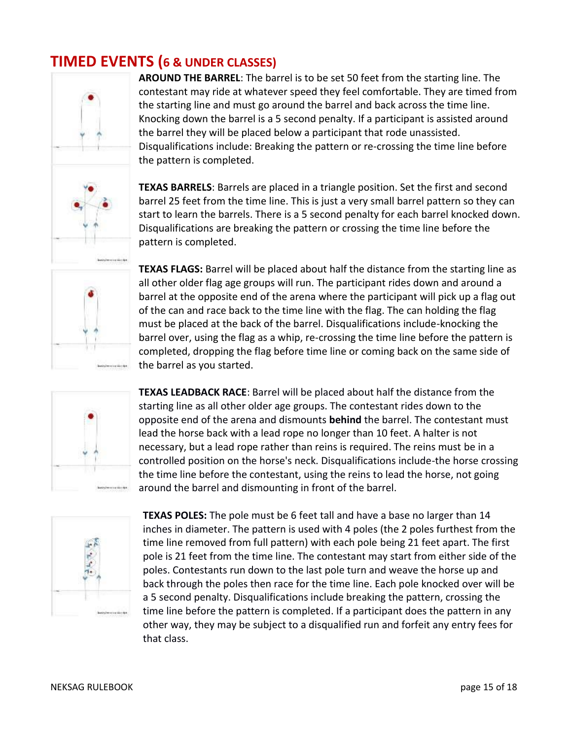## TIMED EVENTS (6 & UNDER CLASSES)

**AROUND THE BARREL**: The barrel is to be set 50 feet from the starting line. The contestant may ride at whatever speed they feel comfortable. They are timed from the starting line and must go around the barrel and back across the time line. Knocking down the barrel is a 5 second penalty. If a participant is assisted around the barrel they will be placed below a participant that rode unassisted. Disqualifications include: Breaking the pattern or re-crossing the time line before the pattern is completed.

**TEXAS BARRELS**: Barrels are placed in a triangle position. Set the first and second barrel 25 feet from the time line. This is just a very small barrel pattern so they can start to learn the barrels. There is a 5 second penalty for each barrel knocked down. Disqualifications are breaking the pattern or crossing the time line before the pattern is completed.

**TEXAS FLAGS:** Barrel will be placed about half the distance from the starting line as all other older flag age groups will run. The participant rides down and around a barrel at the opposite end of the arena where the participant will pick up a flag out of the can and race back to the time line with the flag. The can holding the flag must be placed at the back of the barrel. Disqualifications include-knocking the barrel over, using the flag as a whip, re-crossing the time line before the pattern is completed, dropping the flag before time line or coming back on the same side of the barrel as you started.

**TEXAS LEADBACK RACE**: Barrel will be placed about half the distance from the starting line as all other older age groups. The contestant rides down to the opposite end of the arena and dismounts **behind** the barrel. The contestant must lead the horse back with a lead rope no longer than 10 feet. A halter is not necessary, but a lead rope rather than reins is required. The reins must be in a controlled position on the horse's neck. Disqualifications include-the horse crossing the time line before the contestant, using the reins to lead the horse, not going around the barrel and dismounting in front of the barrel.

**TEXAS POLES:** The pole must be 6 feet tall and have a base no larger than 14 inches in diameter. The pattern is used with 4 poles (the 2 poles furthest from the time line removed from full pattern) with each pole being 21 feet apart. The first pole is 21 feet from the time line. The contestant may start from either side of the poles. Contestants run down to the last pole turn and weave the horse up and back through the poles then race for the time line. Each pole knocked over will be a 5 second penalty. Disqualifications include breaking the pattern, crossing the time line before the pattern is completed. If a participant does the pattern in any other way, they may be subject to a disqualified run and forfeit any entry fees for that class.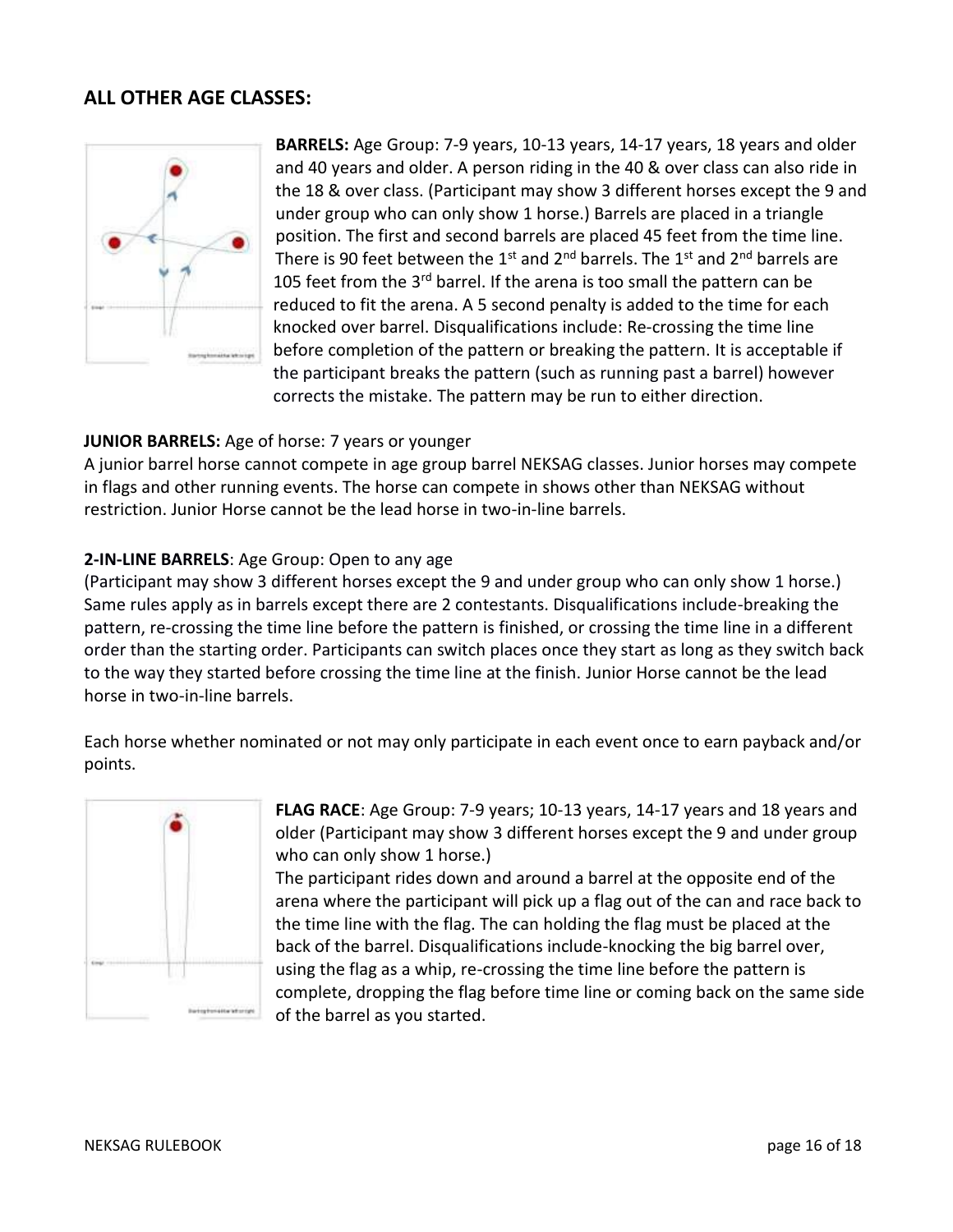## ALL OTHER AGE CLASSES:

**BARRELS:** Age Group: 7-9 years, 10-13 years, 14-17 years, 18 years and older and 40 years and older. A person riding in the 40 & over class can also ride in the 18 & over class. (Participant may show 3 different horses except the 9 and under group who can only show 1 horse.) Barrels are placed in a triangle position. The first and second barrels are placed 45 feet from the time line. There is 90 feet between the 1st and 2nd barrels. The 1st and 2nd barrels are 105 feet from the 3rd barrel. If the arena is too small the pattern can be reduced to fit the arena. A 5 second penalty is added to the time for each knocked over barrel. Disqualifications include: Re-crossing the time line before completion of the pattern or breaking the pattern. It is acceptable if the participant breaks the pattern (such as running past a barrel) however corrects the mistake. The pattern may be run to either direction.

**JUNIOR BARRELS:** Age of horse: 7 years or younger
A junior barrel horse cannot compete in age group barrel NEKSAG classes. Junior horses may compete in flags and other running events. The horse can compete in shows other than NEKSAG without restriction. Junior Horse cannot be the lead horse in two-in-line barrels.

**2-IN-LINE BARRELS**: Age Group: Open to any age
(Participant may show 3 different horses except the 9 and under group who can only show 1 horse.) Same rules apply as in barrels except there are 2 contestants. Disqualifications include-breaking the pattern, re-crossing the time line before the pattern is finished, or crossing the time line in a different order than the starting order. Participants can switch places once they start as long as they switch back to the way they started before crossing the time line at the finish. Junior Horse cannot be the lead horse in two-in-line barrels.

Each horse whether nominated or not may only participate in each event once to earn payback and/or points.

**FLAG RACE**: Age Group: 7-9 years; 10-13 years, 14-17 years and 18 years and older (Participant may show 3 different horses except the 9 and under group who can only show 1 horse.)
The participant rides down and around a barrel at the opposite end of the arena where the participant will pick up a flag out of the can and race back to the time line with the flag. The can holding the flag must be placed at the back of the barrel. Disqualifications include-knocking the big barrel over, using the flag as a whip, re-crossing the time line before the pattern is complete, dropping the flag before time line or coming back on the same side of the barrel as you started.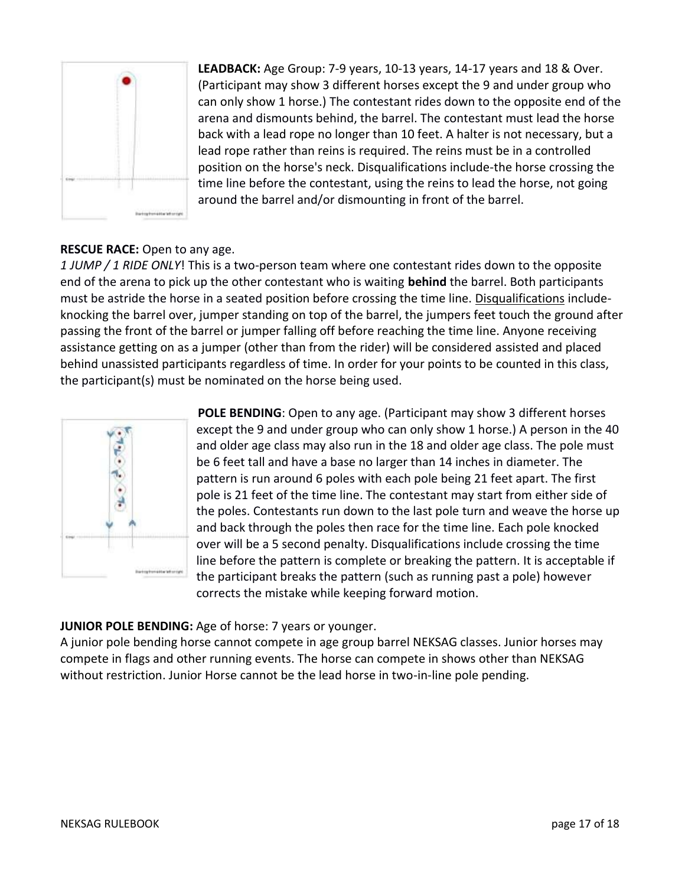**LEADBACK:** Age Group: 7-9 years, 10-13 years, 14-17 years and 18 & Over. (Participant may show 3 different horses except the 9 and under group who can only show 1 horse.) The contestant rides down to the opposite end of the arena and dismounts behind, the barrel. The contestant must lead the horse back with a lead rope no longer than 10 feet. A halter is not necessary, but a lead rope rather than reins is required. The reins must be in a controlled position on the horse's neck. Disqualifications include-the horse crossing the time line before the contestant, using the reins to lead the horse, not going around the barrel and/or dismounting in front of the barrel.

**RESCUE RACE:** Open to any age.
*1 JUMP / 1 RIDE ONLY*! This is a two-person team where one contestant rides down to the opposite end of the arena to pick up the other contestant who is waiting **behind** the barrel. Both participants must be astride the horse in a seated position before crossing the time line. Disqualifications include-knocking the barrel over, jumper standing on top of the barrel, the jumpers feet touch the ground after passing the front of the barrel or jumper falling off before reaching the time line. Anyone receiving assistance getting on as a jumper (other than from the rider) will be considered assisted and placed behind unassisted participants regardless of time. In order for your points to be counted in this class, the participant(s) must be nominated on the horse being used.

**POLE BENDING**: Open to any age. (Participant may show 3 different horses except the 9 and under group who can only show 1 horse.) A person in the 40 and older age class may also run in the 18 and older age class. The pole must be 6 feet tall and have a base no larger than 14 inches in diameter. The pattern is run around 6 poles with each pole being 21 feet apart. The first pole is 21 feet of the time line. The contestant may start from either side of the poles. Contestants run down to the last pole turn and weave the horse up and back through the poles then race for the time line. Each pole knocked over will be a 5 second penalty. Disqualifications include crossing the time line before the pattern is complete or breaking the pattern. It is acceptable if the participant breaks the pattern (such as running past a pole) however corrects the mistake while keeping forward motion.

**JUNIOR POLE BENDING:** Age of horse: 7 years or younger.
A junior pole bending horse cannot compete in age group barrel NEKSAG classes. Junior horses may compete in flags and other running events. The horse can compete in shows other than NEKSAG without restriction. Junior Horse cannot be the lead horse in two-in-line pole pending.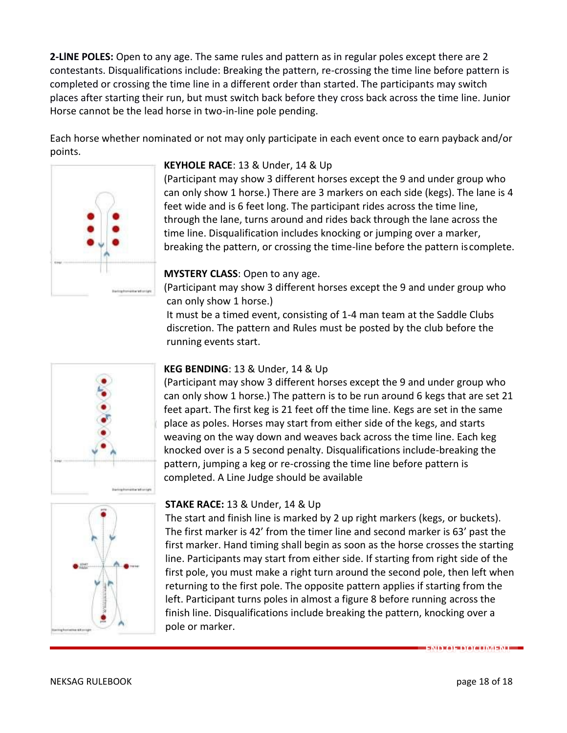**2-LINE POLES:** Open to any age. The same rules and pattern as in regular poles except there are 2 contestants. Disqualifications include: Breaking the pattern, re-crossing the time line before pattern is completed or crossing the time line in a different order than started. The participants may switch places after starting their run, but must switch back before they cross back across the time line. Junior Horse cannot be the lead horse in two-in-line pole pending.

Each horse whether nominated or not may only participate in each event once to earn payback and/or points.

**KEYHOLE RACE**: 13 & Under, 14 & Up

(Participant may show 3 different horses except the 9 and under group who can only show 1 horse.) There are 3 markers on each side (kegs). The lane is 4 feet wide and is 6 feet long. The participant rides across the time line, through the lane, turns around and rides back through the lane across the time line. Disqualification includes knocking or jumping over a marker, breaking the pattern, or crossing the time-line before the pattern is complete.

**MYSTERY CLASS**: Open to any age.

(Participant may show 3 different horses except the 9 and under group who can only show 1 horse.)

It must be a timed event, consisting of 1-4 man team at the Saddle Clubs discretion. The pattern and Rules must be posted by the club before the running events start.

**KEG BENDING**: 13 & Under, 14 & Up

(Participant may show 3 different horses except the 9 and under group who can only show 1 horse.) The pattern is to be run around 6 kegs that are set 21 feet apart. The first keg is 21 feet off the time line. Kegs are set in the same place as poles. Horses may start from either side of the kegs, and starts weaving on the way down and weaves back across the time line. Each keg knocked over is a 5 second penalty. Disqualifications include-breaking the pattern, jumping a keg or re-crossing the time line before pattern is completed. A Line Judge should be available

**STAKE RACE:** 13 & Under, 14 & Up

The start and finish line is marked by 2 up right markers (kegs, or buckets). The first marker is 42' from the timer line and second marker is 63' past the first marker. Hand timing shall begin as soon as the horse crosses the starting line. Participants may start from either side. If starting from right side of the first pole, you must make a right turn around the second pole, then left when returning to the first pole. The opposite pattern applies if starting from the left. Participant turns poles in almost a figure 8 before running across the finish line. Disqualifications include breaking the pattern, knocking over a pole or marker.

END OF DOCUMENT